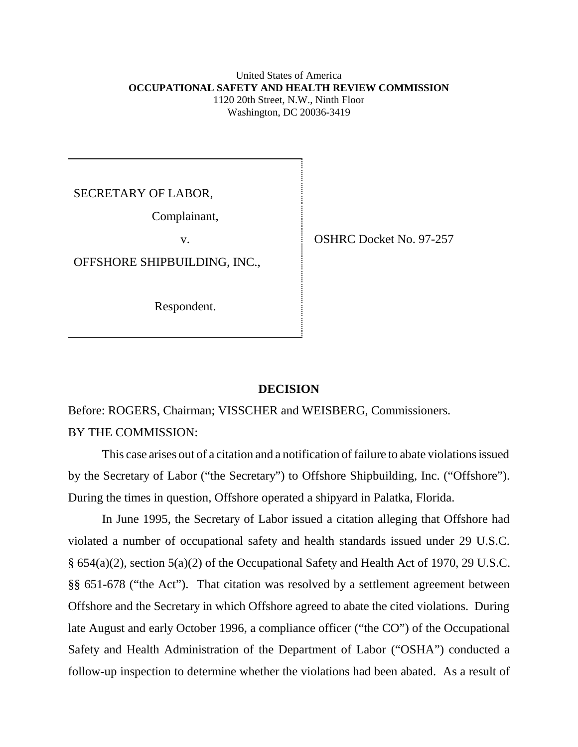United States of America
**OCCUPATIONAL SAFETY AND HEALTH REVIEW COMMISSION**
1120 20th Street, N.W., Ninth Floor
Washington, DC 20036-3419

| | |
|---|---|
| SECRETARY OF LABOR,<br><br>Complainant,<br><br>v.<br><br>OFFSHORE SHIPBUILDING, INC.,<br><br>Respondent. | OSHRC Docket No. 97-257 |

## DECISION

Before: ROGERS, Chairman; VISSCHER and WEISBERG, Commissioners.

BY THE COMMISSION:

This case arises out of a citation and a notification of failure to abate violations issued by the Secretary of Labor ("the Secretary") to Offshore Shipbuilding, Inc. ("Offshore"). During the times in question, Offshore operated a shipyard in Palatka, Florida.

In June 1995, the Secretary of Labor issued a citation alleging that Offshore had violated a number of occupational safety and health standards issued under 29 U.S.C. § 654(a)(2), section 5(a)(2) of the Occupational Safety and Health Act of 1970, 29 U.S.C. §§ 651-678 ("the Act"). That citation was resolved by a settlement agreement between Offshore and the Secretary in which Offshore agreed to abate the cited violations. During late August and early October 1996, a compliance officer ("the CO") of the Occupational Safety and Health Administration of the Department of Labor ("OSHA") conducted a follow-up inspection to determine whether the violations had been abated. As a result of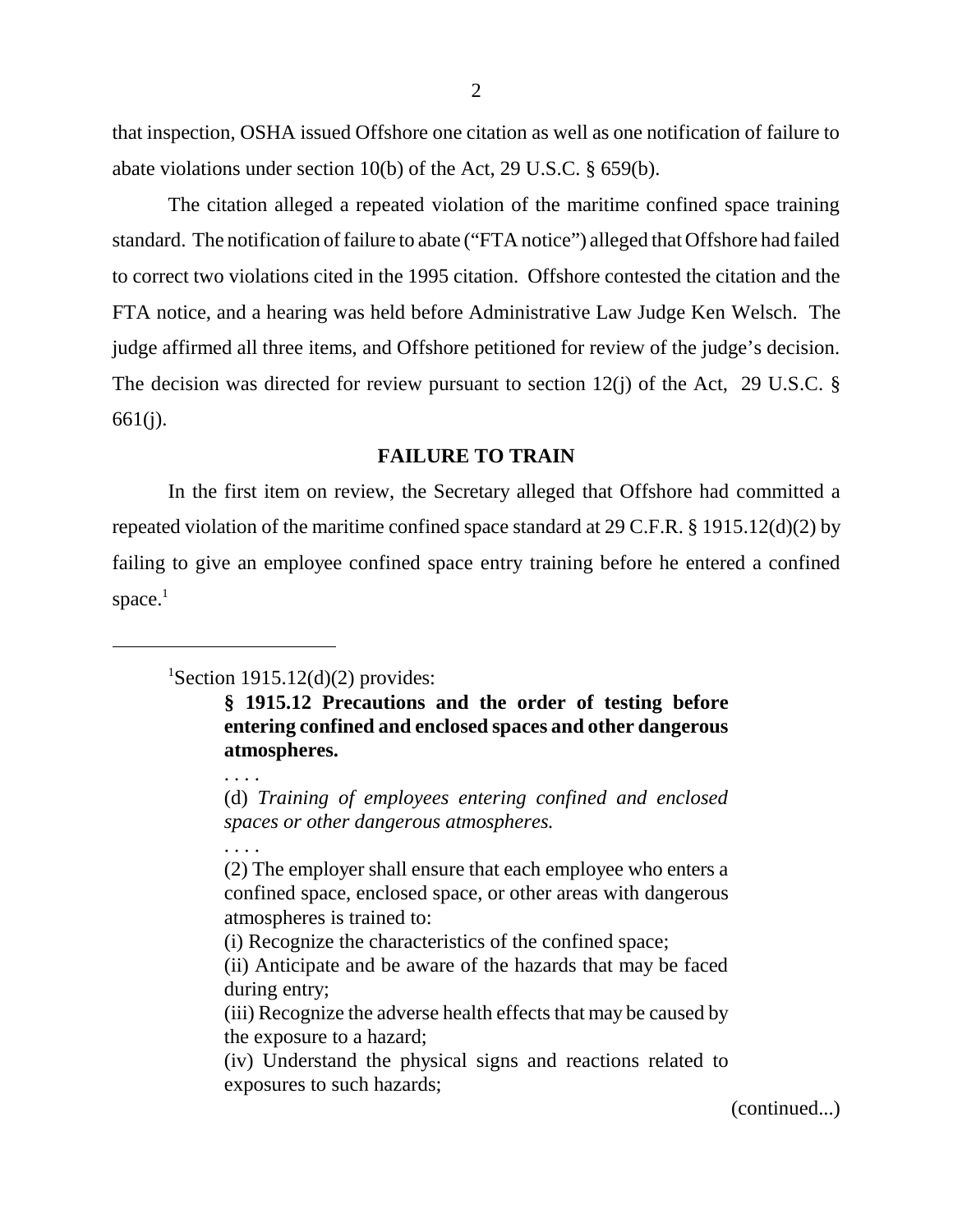that inspection, OSHA issued Offshore one citation as well as one notification of failure to abate violations under section 10(b) of the Act, 29 U.S.C. § 659(b).

The citation alleged a repeated violation of the maritime confined space training standard. The notification of failure to abate ("FTA notice") alleged that Offshore had failed to correct two violations cited in the 1995 citation. Offshore contested the citation and the FTA notice, and a hearing was held before Administrative Law Judge Ken Welsch. The judge affirmed all three items, and Offshore petitioned for review of the judge's decision. The decision was directed for review pursuant to section 12(j) of the Act, 29 U.S.C. § 661(j).

## FAILURE TO TRAIN

In the first item on review, the Secretary alleged that Offshore had committed a repeated violation of the maritime confined space standard at 29 C.F.R. § 1915.12(d)(2) by failing to give an employee confined space entry training before he entered a confined space.[1]

---

[1]Section 1915.12(d)(2) provides:

> **§ 1915.12 Precautions and the order of testing before entering confined and enclosed spaces and other dangerous atmospheres.**
>
> . . . .
>
> (d) *Training of employees entering confined and enclosed spaces or other dangerous atmospheres.*
>
> . . . .
>
> (2) The employer shall ensure that each employee who enters a confined space, enclosed space, or other areas with dangerous atmospheres is trained to:
>
> (i) Recognize the characteristics of the confined space;
>
> (ii) Anticipate and be aware of the hazards that may be faced during entry;
>
> (iii) Recognize the adverse health effects that may be caused by the exposure to a hazard;
>
> (iv) Understand the physical signs and reactions related to exposures to such hazards;

(continued...)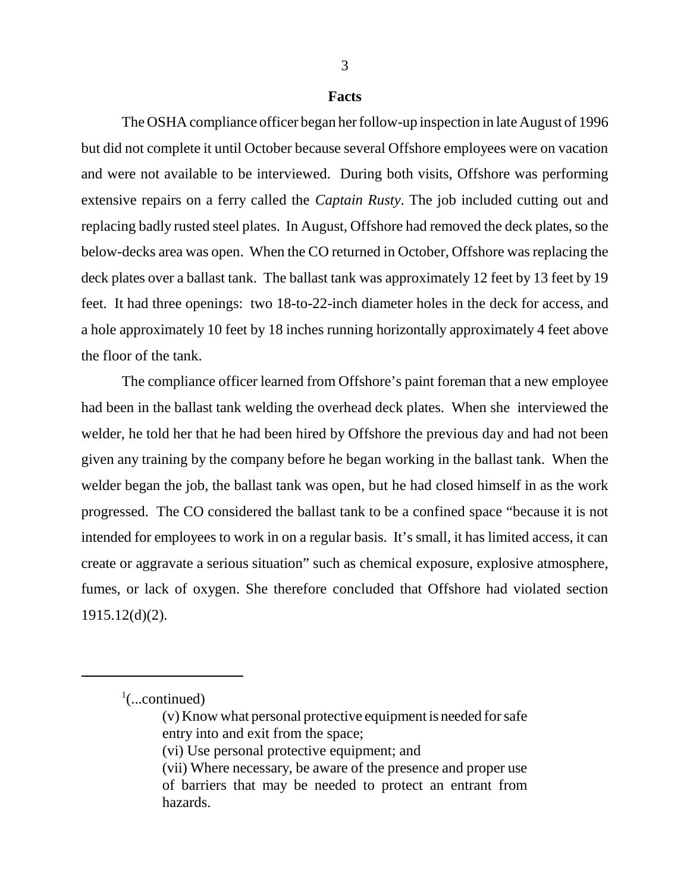## Facts

The OSHA compliance officer began her follow-up inspection in late August of 1996 but did not complete it until October because several Offshore employees were on vacation and were not available to be interviewed. During both visits, Offshore was performing extensive repairs on a ferry called the *Captain Rusty*. The job included cutting out and replacing badly rusted steel plates. In August, Offshore had removed the deck plates, so the below-decks area was open. When the CO returned in October, Offshore was replacing the deck plates over a ballast tank. The ballast tank was approximately 12 feet by 13 feet by 19 feet. It had three openings: two 18-to-22-inch diameter holes in the deck for access, and a hole approximately 10 feet by 18 inches running horizontally approximately 4 feet above the floor of the tank.

The compliance officer learned from Offshore's paint foreman that a new employee had been in the ballast tank welding the overhead deck plates. When she interviewed the welder, he told her that he had been hired by Offshore the previous day and had not been given any training by the company before he began working in the ballast tank. When the welder began the job, the ballast tank was open, but he had closed himself in as the work progressed. The CO considered the ballast tank to be a confined space "because it is not intended for employees to work in on a regular basis. It's small, it has limited access, it can create or aggravate a serious situation" such as chemical exposure, explosive atmosphere, fumes, or lack of oxygen. She therefore concluded that Offshore had violated section 1915.12(d)(2).

---

[1](...continued)

> (v) Know what personal protective equipment is needed for safe entry into and exit from the space;
>
> (vi) Use personal protective equipment; and
>
> (vii) Where necessary, be aware of the presence and proper use of barriers that may be needed to protect an entrant from hazards.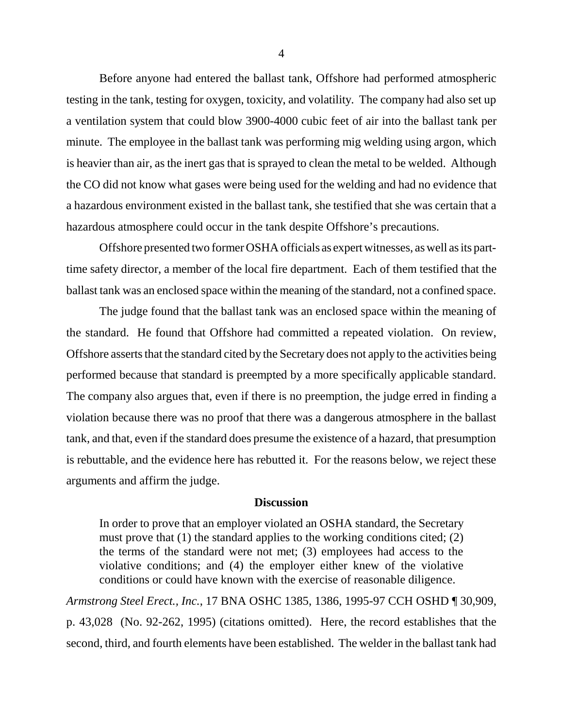Before anyone had entered the ballast tank, Offshore had performed atmospheric testing in the tank, testing for oxygen, toxicity, and volatility. The company had also set up a ventilation system that could blow 3900-4000 cubic feet of air into the ballast tank per minute. The employee in the ballast tank was performing mig welding using argon, which is heavier than air, as the inert gas that is sprayed to clean the metal to be welded. Although the CO did not know what gases were being used for the welding and had no evidence that a hazardous environment existed in the ballast tank, she testified that she was certain that a hazardous atmosphere could occur in the tank despite Offshore's precautions.

Offshore presented two former OSHA officials as expert witnesses, as well as its part-time safety director, a member of the local fire department. Each of them testified that the ballast tank was an enclosed space within the meaning of the standard, not a confined space.

The judge found that the ballast tank was an enclosed space within the meaning of the standard. He found that Offshore had committed a repeated violation. On review, Offshore asserts that the standard cited by the Secretary does not apply to the activities being performed because that standard is preempted by a more specifically applicable standard. The company also argues that, even if there is no preemption, the judge erred in finding a violation because there was no proof that there was a dangerous atmosphere in the ballast tank, and that, even if the standard does presume the existence of a hazard, that presumption is rebuttable, and the evidence here has rebutted it. For the reasons below, we reject these arguments and affirm the judge.

## Discussion

> In order to prove that an employer violated an OSHA standard, the Secretary must prove that (1) the standard applies to the working conditions cited; (2) the terms of the standard were not met; (3) employees had access to the violative conditions; and (4) the employer either knew of the violative conditions or could have known with the exercise of reasonable diligence.

*Armstrong Steel Erect., Inc.*, 17 BNA OSHC 1385, 1386, 1995-97 CCH OSHD ¶ 30,909, p. 43,028 (No. 92-262, 1995) (citations omitted). Here, the record establishes that the second, third, and fourth elements have been established. The welder in the ballast tank had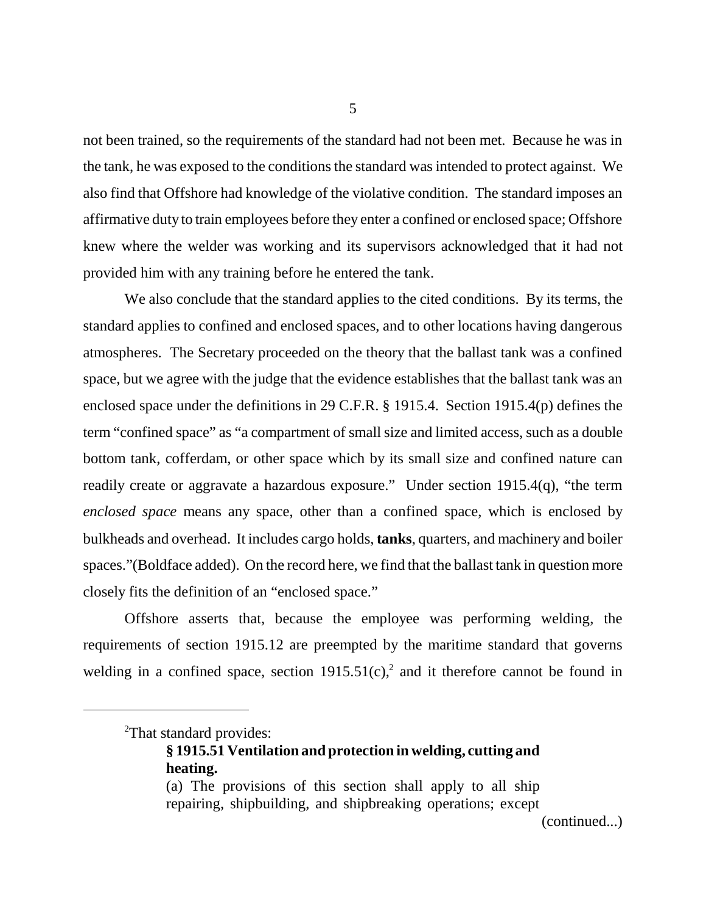not been trained, so the requirements of the standard had not been met. Because he was in the tank, he was exposed to the conditions the standard was intended to protect against. We also find that Offshore had knowledge of the violative condition. The standard imposes an affirmative duty to train employees before they enter a confined or enclosed space; Offshore knew where the welder was working and its supervisors acknowledged that it had not provided him with any training before he entered the tank.

We also conclude that the standard applies to the cited conditions. By its terms, the standard applies to confined and enclosed spaces, and to other locations having dangerous atmospheres. The Secretary proceeded on the theory that the ballast tank was a confined space, but we agree with the judge that the evidence establishes that the ballast tank was an enclosed space under the definitions in 29 C.F.R. § 1915.4. Section 1915.4(p) defines the term "confined space" as "a compartment of small size and limited access, such as a double bottom tank, cofferdam, or other space which by its small size and confined nature can readily create or aggravate a hazardous exposure." Under section 1915.4(q), "the term *enclosed space* means any space, other than a confined space, which is enclosed by bulkheads and overhead. It includes cargo holds, **tanks**, quarters, and machinery and boiler spaces."(Boldface added). On the record here, we find that the ballast tank in question more closely fits the definition of an "enclosed space."

Offshore asserts that, because the employee was performing welding, the requirements of section 1915.12 are preempted by the maritime standard that governs welding in a confined space, section 1915.51(c),[2] and it therefore cannot be found in

---

[2]That standard provides:

> **§ 1915.51 Ventilation and protection in welding, cutting and heating.**
>
> (a) The provisions of this section shall apply to all ship repairing, shipbuilding, and shipbreaking operations; except

(continued...)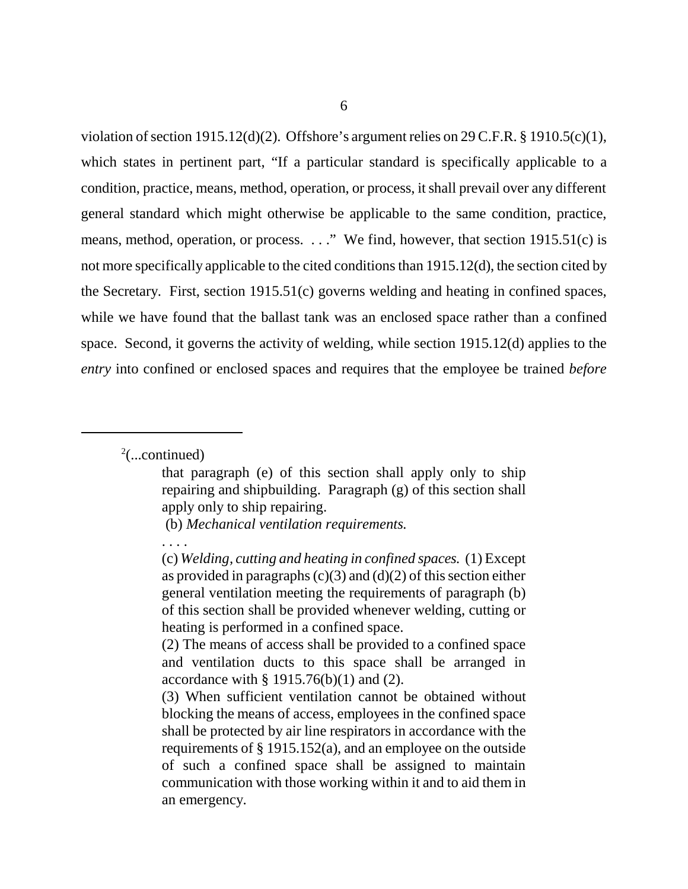violation of section 1915.12(d)(2). Offshore's argument relies on 29 C.F.R. § 1910.5(c)(1), which states in pertinent part, "If a particular standard is specifically applicable to a condition, practice, means, method, operation, or process, it shall prevail over any different general standard which might otherwise be applicable to the same condition, practice, means, method, operation, or process. . . ." We find, however, that section 1915.51(c) is not more specifically applicable to the cited conditions than 1915.12(d), the section cited by the Secretary. First, section 1915.51(c) governs welding and heating in confined spaces, while we have found that the ballast tank was an enclosed space rather than a confined space. Second, it governs the activity of welding, while section 1915.12(d) applies to the *entry* into confined or enclosed spaces and requires that the employee be trained *before*

---

[2](...continued)

> that paragraph (e) of this section shall apply only to ship repairing and shipbuilding. Paragraph (g) of this section shall apply only to ship repairing.
>
> (b) *Mechanical ventilation requirements.*
>
> . . . .
>
> (c) *Welding, cutting and heating in confined spaces.* (1) Except as provided in paragraphs (c)(3) and (d)(2) of this section either general ventilation meeting the requirements of paragraph (b) of this section shall be provided whenever welding, cutting or heating is performed in a confined space.
>
> (2) The means of access shall be provided to a confined space and ventilation ducts to this space shall be arranged in accordance with § 1915.76(b)(1) and (2).
>
> (3) When sufficient ventilation cannot be obtained without blocking the means of access, employees in the confined space shall be protected by air line respirators in accordance with the requirements of § 1915.152(a), and an employee on the outside of such a confined space shall be assigned to maintain communication with those working within it and to aid them in an emergency.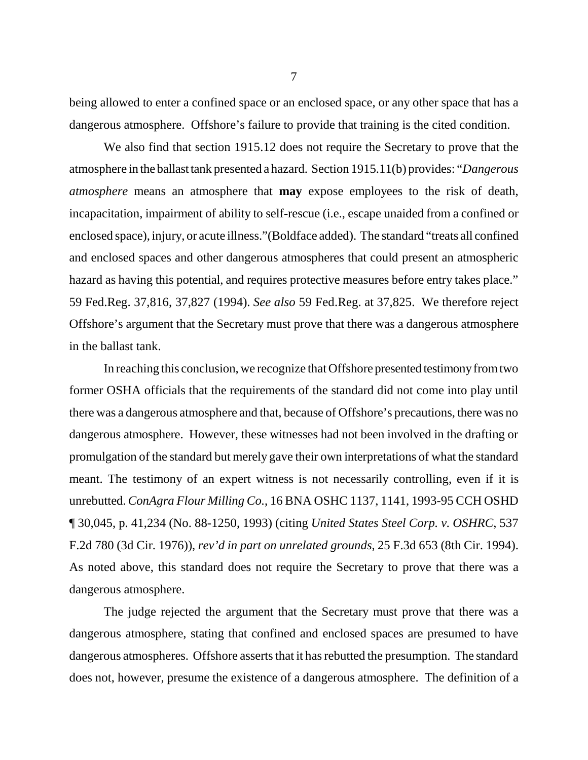being allowed to enter a confined space or an enclosed space, or any other space that has a dangerous atmosphere. Offshore's failure to provide that training is the cited condition.

We also find that section 1915.12 does not require the Secretary to prove that the atmosphere in the ballast tank presented a hazard. Section 1915.11(b) provides: "*Dangerous atmosphere* means an atmosphere that **may** expose employees to the risk of death, incapacitation, impairment of ability to self-rescue (i.e., escape unaided from a confined or enclosed space), injury, or acute illness."(Boldface added). The standard "treats all confined and enclosed spaces and other dangerous atmospheres that could present an atmospheric hazard as having this potential, and requires protective measures before entry takes place." 59 Fed.Reg. 37,816, 37,827 (1994). *See also* 59 Fed.Reg. at 37,825. We therefore reject Offshore's argument that the Secretary must prove that there was a dangerous atmosphere in the ballast tank.

In reaching this conclusion, we recognize that Offshore presented testimony from two former OSHA officials that the requirements of the standard did not come into play until there was a dangerous atmosphere and that, because of Offshore's precautions, there was no dangerous atmosphere. However, these witnesses had not been involved in the drafting or promulgation of the standard but merely gave their own interpretations of what the standard meant. The testimony of an expert witness is not necessarily controlling, even if it is unrebutted. *ConAgra Flour Milling Co.*, 16 BNA OSHC 1137, 1141, 1993-95 CCH OSHD ¶ 30,045, p. 41,234 (No. 88-1250, 1993) (citing *United States Steel Corp. v. OSHRC*, 537 F.2d 780 (3d Cir. 1976)), *rev'd in part on unrelated grounds*, 25 F.3d 653 (8th Cir. 1994). As noted above, this standard does not require the Secretary to prove that there was a dangerous atmosphere.

The judge rejected the argument that the Secretary must prove that there was a dangerous atmosphere, stating that confined and enclosed spaces are presumed to have dangerous atmospheres. Offshore asserts that it has rebutted the presumption. The standard does not, however, presume the existence of a dangerous atmosphere. The definition of a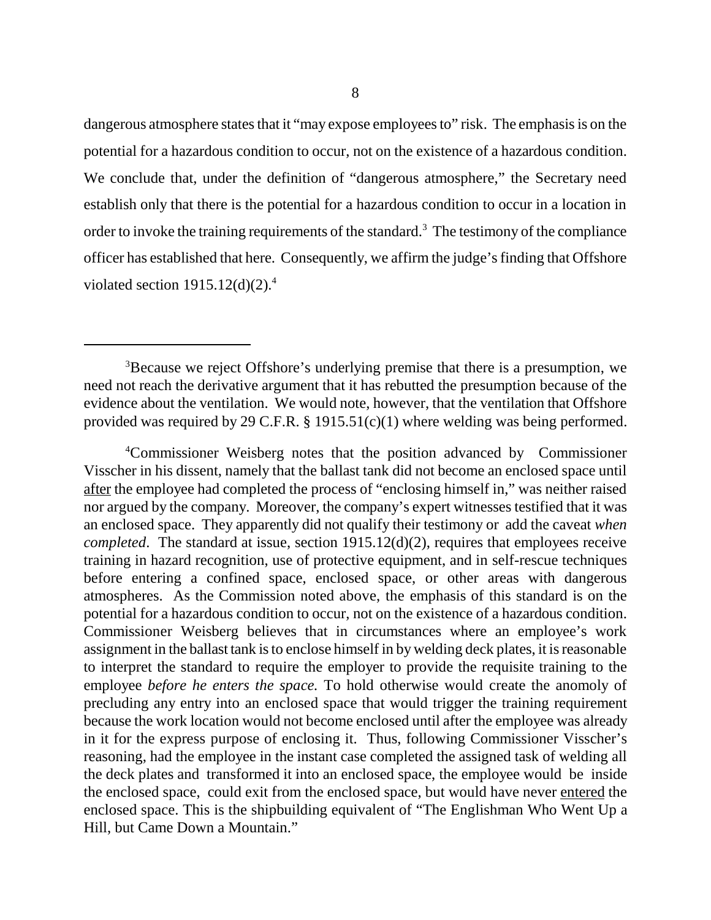dangerous atmosphere states that it "may expose employees to" risk. The emphasis is on the potential for a hazardous condition to occur, not on the existence of a hazardous condition. We conclude that, under the definition of "dangerous atmosphere," the Secretary need establish only that there is the potential for a hazardous condition to occur in a location in order to invoke the training requirements of the standard.[3] The testimony of the compliance officer has established that here. Consequently, we affirm the judge's finding that Offshore violated section 1915.12(d)(2).[4]

---

[3]Because we reject Offshore's underlying premise that there is a presumption, we need not reach the derivative argument that it has rebutted the presumption because of the evidence about the ventilation. We would note, however, that the ventilation that Offshore provided was required by 29 C.F.R. § 1915.51(c)(1) where welding was being performed.

[4]Commissioner Weisberg notes that the position advanced by Commissioner Visscher in his dissent, namely that the ballast tank did not become an enclosed space until after the employee had completed the process of "enclosing himself in," was neither raised nor argued by the company. Moreover, the company's expert witnesses testified that it was an enclosed space. They apparently did not qualify their testimony or add the caveat *when completed*. The standard at issue, section 1915.12(d)(2), requires that employees receive training in hazard recognition, use of protective equipment, and in self-rescue techniques before entering a confined space, enclosed space, or other areas with dangerous atmospheres. As the Commission noted above, the emphasis of this standard is on the potential for a hazardous condition to occur, not on the existence of a hazardous condition. Commissioner Weisberg believes that in circumstances where an employee's work assignment in the ballast tank is to enclose himself in by welding deck plates, it is reasonable to interpret the standard to require the employer to provide the requisite training to the employee *before he enters the space.* To hold otherwise would create the anomoly of precluding any entry into an enclosed space that would trigger the training requirement because the work location would not become enclosed until after the employee was already in it for the express purpose of enclosing it. Thus, following Commissioner Visscher's reasoning, had the employee in the instant case completed the assigned task of welding all the deck plates and transformed it into an enclosed space, the employee would be inside the enclosed space, could exit from the enclosed space, but would have never entered the enclosed space. This is the shipbuilding equivalent of "The Englishman Who Went Up a Hill, but Came Down a Mountain."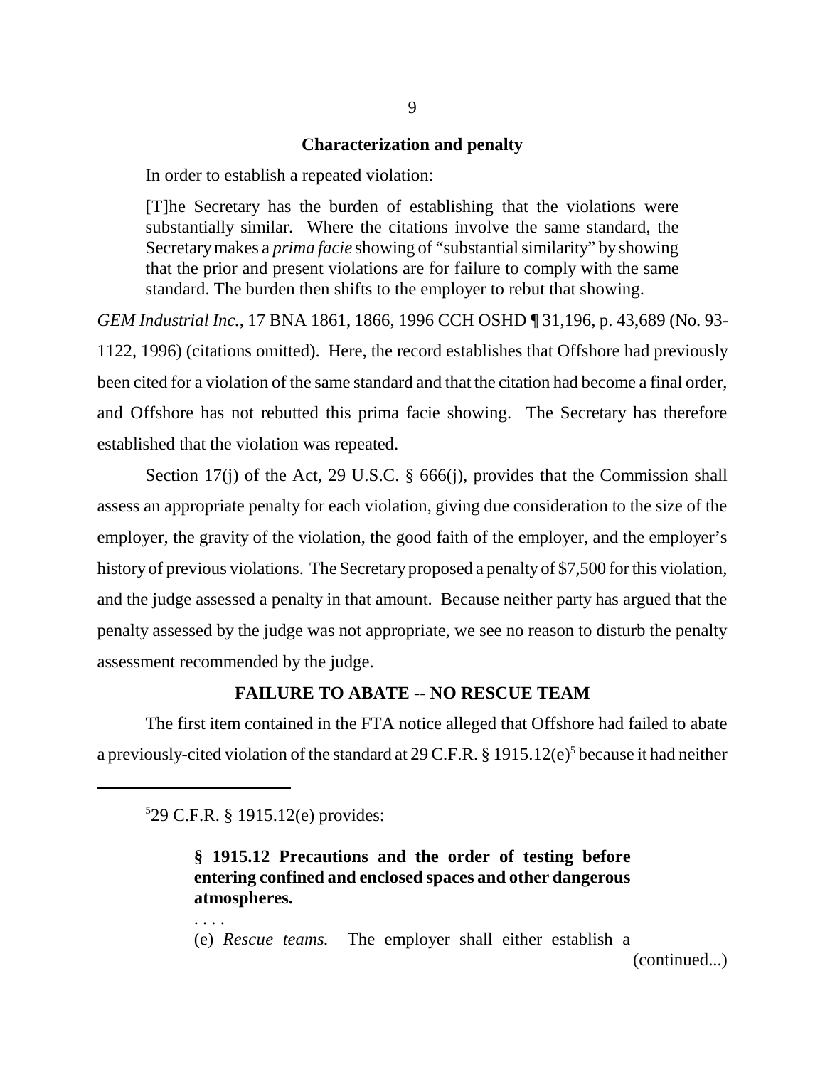## Characterization and penalty

In order to establish a repeated violation:

> [T]he Secretary has the burden of establishing that the violations were substantially similar. Where the citations involve the same standard, the Secretary makes a *prima facie* showing of "substantial similarity" by showing that the prior and present violations are for failure to comply with the same standard. The burden then shifts to the employer to rebut that showing.

*GEM Industrial Inc.*, 17 BNA 1861, 1866, 1996 CCH OSHD ¶ 31,196, p. 43,689 (No. 93-1122, 1996) (citations omitted). Here, the record establishes that Offshore had previously been cited for a violation of the same standard and that the citation had become a final order, and Offshore has not rebutted this prima facie showing. The Secretary has therefore established that the violation was repeated.

Section 17(j) of the Act, 29 U.S.C. § 666(j), provides that the Commission shall assess an appropriate penalty for each violation, giving due consideration to the size of the employer, the gravity of the violation, the good faith of the employer, and the employer's history of previous violations. The Secretary proposed a penalty of $7,500 for this violation, and the judge assessed a penalty in that amount. Because neither party has argued that the penalty assessed by the judge was not appropriate, we see no reason to disturb the penalty assessment recommended by the judge.

## FAILURE TO ABATE -- NO RESCUE TEAM

The first item contained in the FTA notice alleged that Offshore had failed to abate a previously-cited violation of the standard at 29 C.F.R. § 1915.12(e)[5] because it had neither

---

[5] 29 C.F.R. § 1915.12(e) provides:

> **§ 1915.12 Precautions and the order of testing before entering confined and enclosed spaces and other dangerous atmospheres.**
>
> . . . .
>
> (e) *Rescue teams.* The employer shall either establish a
>
> (continued...)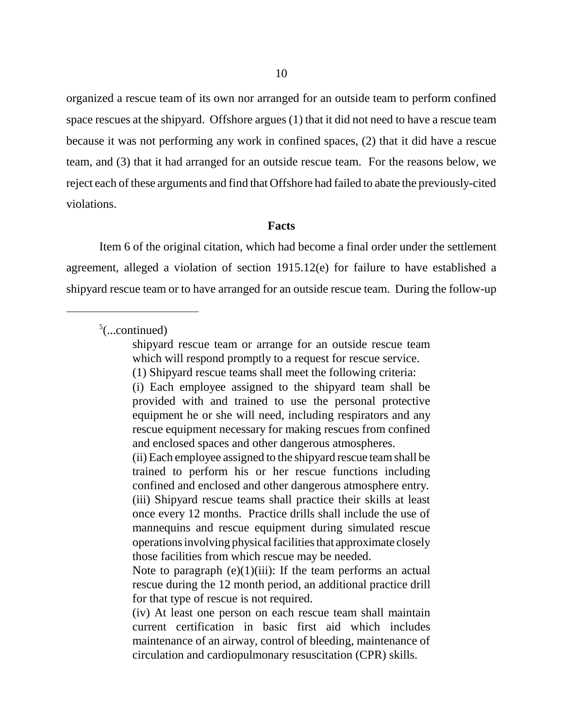organized a rescue team of its own nor arranged for an outside team to perform confined space rescues at the shipyard. Offshore argues (1) that it did not need to have a rescue team because it was not performing any work in confined spaces, (2) that it did have a rescue team, and (3) that it had arranged for an outside rescue team. For the reasons below, we reject each of these arguments and find that Offshore had failed to abate the previously-cited violations.

**Facts**

Item 6 of the original citation, which had become a final order under the settlement agreement, alleged a violation of section 1915.12(e) for failure to have established a shipyard rescue team or to have arranged for an outside rescue team. During the follow-up

---

[5](...continued)

> shipyard rescue team or arrange for an outside rescue team which will respond promptly to a request for rescue service.
>
> (1) Shipyard rescue teams shall meet the following criteria:
>
> (i) Each employee assigned to the shipyard team shall be provided with and trained to use the personal protective equipment he or she will need, including respirators and any rescue equipment necessary for making rescues from confined and enclosed spaces and other dangerous atmospheres.
>
> (ii) Each employee assigned to the shipyard rescue team shall be trained to perform his or her rescue functions including confined and enclosed and other dangerous atmosphere entry.
>
> (iii) Shipyard rescue teams shall practice their skills at least once every 12 months. Practice drills shall include the use of mannequins and rescue equipment during simulated rescue operations involving physical facilities that approximate closely those facilities from which rescue may be needed.
>
> Note to paragraph (e)(1)(iii): If the team performs an actual rescue during the 12 month period, an additional practice drill for that type of rescue is not required.
>
> (iv) At least one person on each rescue team shall maintain current certification in basic first aid which includes maintenance of an airway, control of bleeding, maintenance of circulation and cardiopulmonary resuscitation (CPR) skills.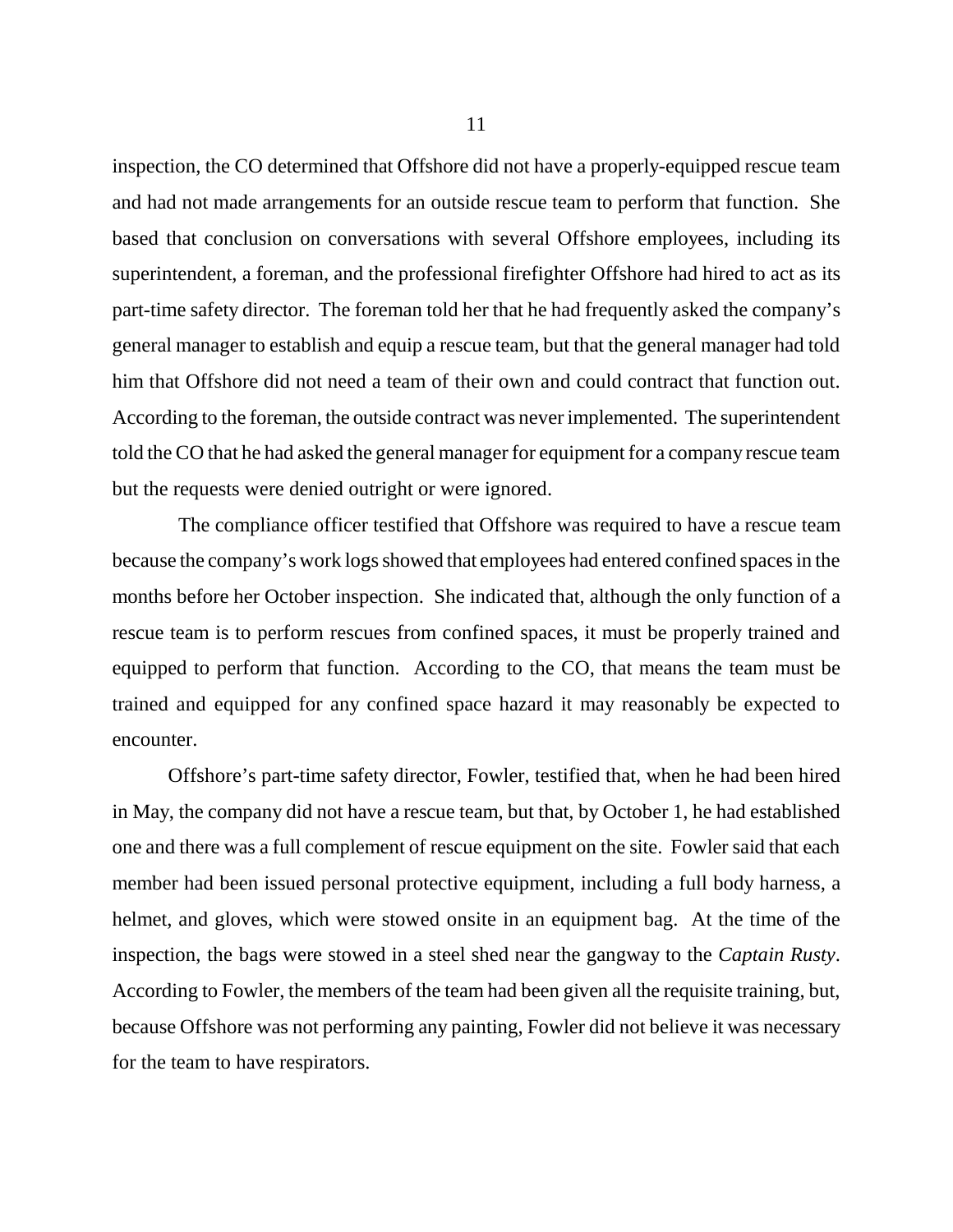inspection, the CO determined that Offshore did not have a properly-equipped rescue team and had not made arrangements for an outside rescue team to perform that function. She based that conclusion on conversations with several Offshore employees, including its superintendent, a foreman, and the professional firefighter Offshore had hired to act as its part-time safety director. The foreman told her that he had frequently asked the company's general manager to establish and equip a rescue team, but that the general manager had told him that Offshore did not need a team of their own and could contract that function out. According to the foreman, the outside contract was never implemented. The superintendent told the CO that he had asked the general manager for equipment for a company rescue team but the requests were denied outright or were ignored.

The compliance officer testified that Offshore was required to have a rescue team because the company's work logs showed that employees had entered confined spaces in the months before her October inspection. She indicated that, although the only function of a rescue team is to perform rescues from confined spaces, it must be properly trained and equipped to perform that function. According to the CO, that means the team must be trained and equipped for any confined space hazard it may reasonably be expected to encounter.

Offshore's part-time safety director, Fowler, testified that, when he had been hired in May, the company did not have a rescue team, but that, by October 1, he had established one and there was a full complement of rescue equipment on the site. Fowler said that each member had been issued personal protective equipment, including a full body harness, a helmet, and gloves, which were stowed onsite in an equipment bag. At the time of the inspection, the bags were stowed in a steel shed near the gangway to the *Captain Rusty*. According to Fowler, the members of the team had been given all the requisite training, but, because Offshore was not performing any painting, Fowler did not believe it was necessary for the team to have respirators.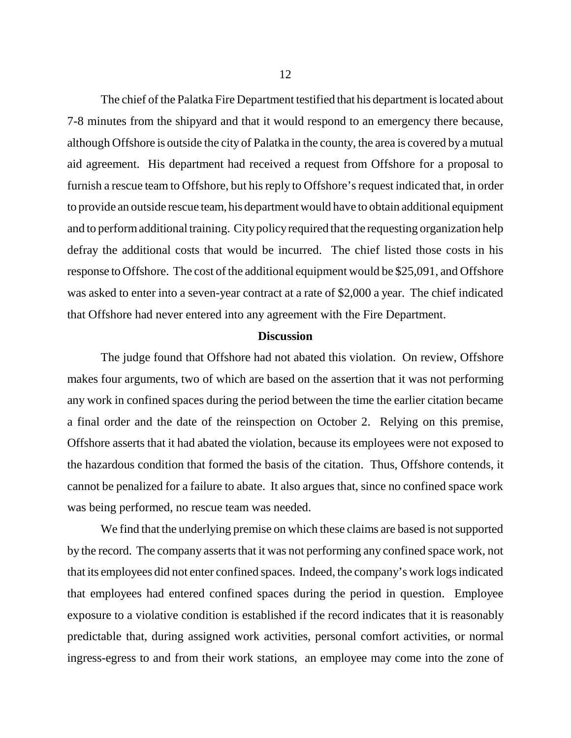The chief of the Palatka Fire Department testified that his department is located about 7-8 minutes from the shipyard and that it would respond to an emergency there because, although Offshore is outside the city of Palatka in the county, the area is covered by a mutual aid agreement. His department had received a request from Offshore for a proposal to furnish a rescue team to Offshore, but his reply to Offshore's request indicated that, in order to provide an outside rescue team, his department would have to obtain additional equipment and to perform additional training. City policy required that the requesting organization help defray the additional costs that would be incurred. The chief listed those costs in his response to Offshore. The cost of the additional equipment would be $25,091, and Offshore was asked to enter into a seven-year contract at a rate of $2,000 a year. The chief indicated that Offshore had never entered into any agreement with the Fire Department.

**Discussion**

The judge found that Offshore had not abated this violation. On review, Offshore makes four arguments, two of which are based on the assertion that it was not performing any work in confined spaces during the period between the time the earlier citation became a final order and the date of the reinspection on October 2. Relying on this premise, Offshore asserts that it had abated the violation, because its employees were not exposed to the hazardous condition that formed the basis of the citation. Thus, Offshore contends, it cannot be penalized for a failure to abate. It also argues that, since no confined space work was being performed, no rescue team was needed.

We find that the underlying premise on which these claims are based is not supported by the record. The company asserts that it was not performing any confined space work, not that its employees did not enter confined spaces. Indeed, the company's work logs indicated that employees had entered confined spaces during the period in question. Employee exposure to a violative condition is established if the record indicates that it is reasonably predictable that, during assigned work activities, personal comfort activities, or normal ingress-egress to and from their work stations, an employee may come into the zone of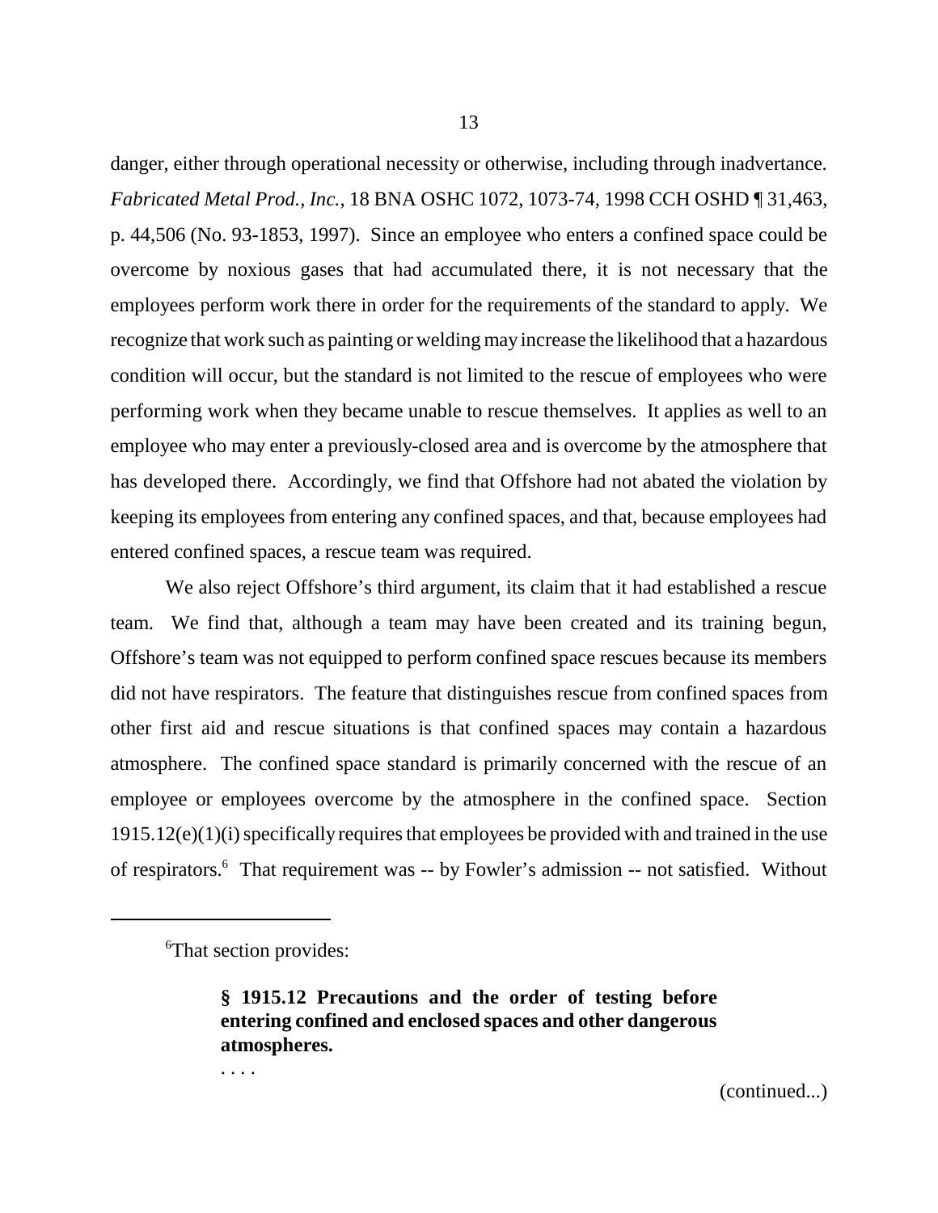danger, either through operational necessity or otherwise, including through inadvertance. *Fabricated Metal Prod., Inc.*, 18 BNA OSHC 1072, 1073-74, 1998 CCH OSHD ¶ 31,463, p. 44,506 (No. 93-1853, 1997). Since an employee who enters a confined space could be overcome by noxious gases that had accumulated there, it is not necessary that the employees perform work there in order for the requirements of the standard to apply. We recognize that work such as painting or welding may increase the likelihood that a hazardous condition will occur, but the standard is not limited to the rescue of employees who were performing work when they became unable to rescue themselves. It applies as well to an employee who may enter a previously-closed area and is overcome by the atmosphere that has developed there. Accordingly, we find that Offshore had not abated the violation by keeping its employees from entering any confined spaces, and that, because employees had entered confined spaces, a rescue team was required.

We also reject Offshore's third argument, its claim that it had established a rescue team. We find that, although a team may have been created and its training begun, Offshore's team was not equipped to perform confined space rescues because its members did not have respirators. The feature that distinguishes rescue from confined spaces from other first aid and rescue situations is that confined spaces may contain a hazardous atmosphere. The confined space standard is primarily concerned with the rescue of an employee or employees overcome by the atmosphere in the confined space. Section 1915.12(e)(1)(i) specifically requires that employees be provided with and trained in the use of respirators.[6] That requirement was -- by Fowler's admission -- not satisfied. Without

---

[6]That section provides:

> **§ 1915.12 Precautions and the order of testing before entering confined and enclosed spaces and other dangerous atmospheres.**
>
> . . . .

(continued...)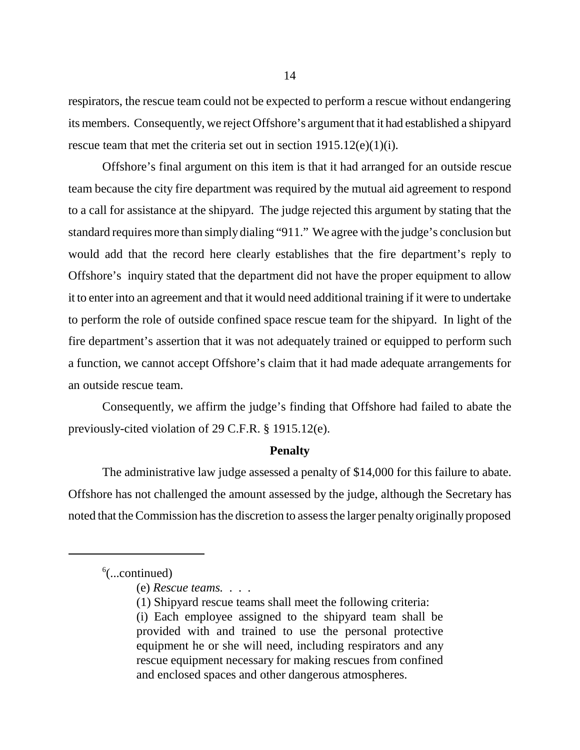respirators, the rescue team could not be expected to perform a rescue without endangering its members. Consequently, we reject Offshore's argument that it had established a shipyard rescue team that met the criteria set out in section 1915.12(e)(1)(i).

Offshore's final argument on this item is that it had arranged for an outside rescue team because the city fire department was required by the mutual aid agreement to respond to a call for assistance at the shipyard. The judge rejected this argument by stating that the standard requires more than simply dialing "911." We agree with the judge's conclusion but would add that the record here clearly establishes that the fire department's reply to Offshore's inquiry stated that the department did not have the proper equipment to allow it to enter into an agreement and that it would need additional training if it were to undertake to perform the role of outside confined space rescue team for the shipyard. In light of the fire department's assertion that it was not adequately trained or equipped to perform such a function, we cannot accept Offshore's claim that it had made adequate arrangements for an outside rescue team.

Consequently, we affirm the judge's finding that Offshore had failed to abate the previously-cited violation of 29 C.F.R. § 1915.12(e).

**Penalty**

The administrative law judge assessed a penalty of $14,000 for this failure to abate. Offshore has not challenged the amount assessed by the judge, although the Secretary has noted that the Commission has the discretion to assess the larger penalty originally proposed

---

[6](...continued)

> (e) *Rescue teams.* . . .
>
> (1) Shipyard rescue teams shall meet the following criteria:
>
> (i) Each employee assigned to the shipyard team shall be provided with and trained to use the personal protective equipment he or she will need, including respirators and any rescue equipment necessary for making rescues from confined and enclosed spaces and other dangerous atmospheres.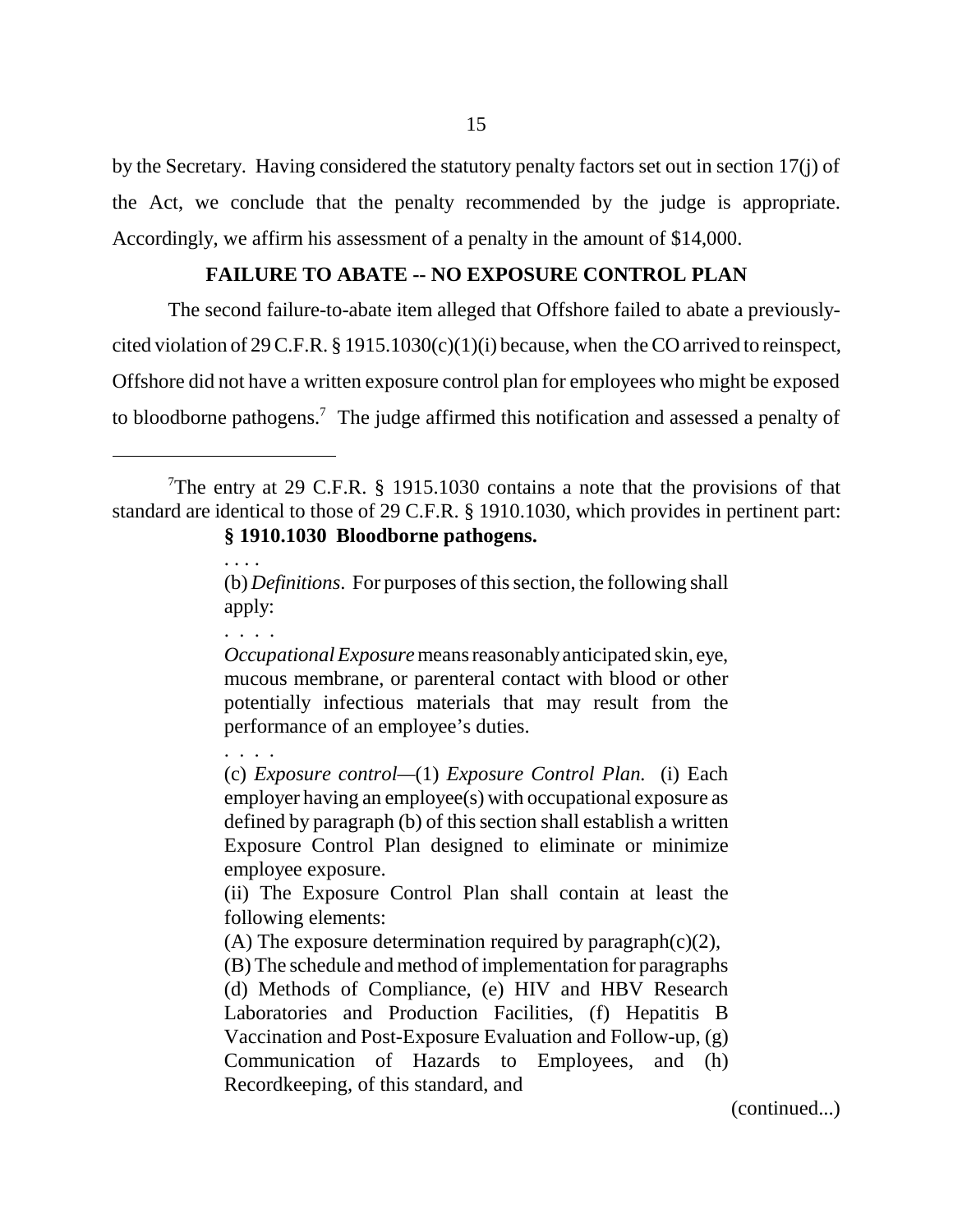by the Secretary. Having considered the statutory penalty factors set out in section 17(j) of the Act, we conclude that the penalty recommended by the judge is appropriate. Accordingly, we affirm his assessment of a penalty in the amount of $14,000.

## FAILURE TO ABATE -- NO EXPOSURE CONTROL PLAN

The second failure-to-abate item alleged that Offshore failed to abate a previously-cited violation of 29 C.F.R. § 1915.1030(c)(1)(i) because, when the CO arrived to reinspect, Offshore did not have a written exposure control plan for employees who might be exposed to bloodborne pathogens.[7] The judge affirmed this notification and assessed a penalty of

---

[7]The entry at 29 C.F.R. § 1915.1030 contains a note that the provisions of that standard are identical to those of 29 C.F.R. § 1910.1030, which provides in pertinent part:

> **§ 1910.1030 Bloodborne pathogens.**
>
> . . . .
>
> (b) *Definitions*. For purposes of this section, the following shall apply:
>
> . . . .
>
> *Occupational Exposure* means reasonably anticipated skin, eye, mucous membrane, or parenteral contact with blood or other potentially infectious materials that may result from the performance of an employee's duties.
>
> . . . .
>
> (c) *Exposure control*—(1) *Exposure Control Plan.* (i) Each employer having an employee(s) with occupational exposure as defined by paragraph (b) of this section shall establish a written Exposure Control Plan designed to eliminate or minimize employee exposure.
>
> (ii) The Exposure Control Plan shall contain at least the following elements:
>
> (A) The exposure determination required by paragraph(c)(2),
>
> (B) The schedule and method of implementation for paragraphs (d) Methods of Compliance, (e) HIV and HBV Research Laboratories and Production Facilities, (f) Hepatitis B Vaccination and Post-Exposure Evaluation and Follow-up, (g) Communication of Hazards to Employees, and (h) Recordkeeping, of this standard, and

(continued...)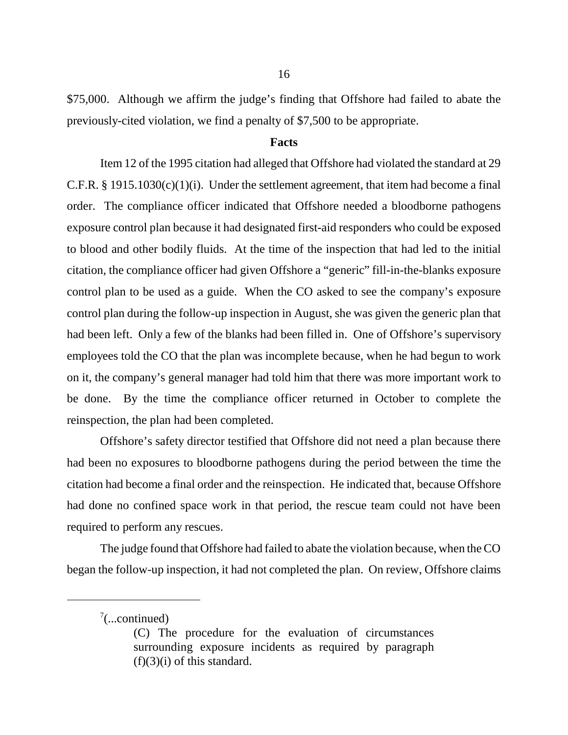$75,000. Although we affirm the judge's finding that Offshore had failed to abate the previously-cited violation, we find a penalty of $7,500 to be appropriate.

**Facts**

Item 12 of the 1995 citation had alleged that Offshore had violated the standard at 29 C.F.R. § 1915.1030(c)(1)(i). Under the settlement agreement, that item had become a final order. The compliance officer indicated that Offshore needed a bloodborne pathogens exposure control plan because it had designated first-aid responders who could be exposed to blood and other bodily fluids. At the time of the inspection that had led to the initial citation, the compliance officer had given Offshore a "generic" fill-in-the-blanks exposure control plan to be used as a guide. When the CO asked to see the company's exposure control plan during the follow-up inspection in August, she was given the generic plan that had been left. Only a few of the blanks had been filled in. One of Offshore's supervisory employees told the CO that the plan was incomplete because, when he had begun to work on it, the company's general manager had told him that there was more important work to be done. By the time the compliance officer returned in October to complete the reinspection, the plan had been completed.

Offshore's safety director testified that Offshore did not need a plan because there had been no exposures to bloodborne pathogens during the period between the time the citation had become a final order and the reinspection. He indicated that, because Offshore had done no confined space work in that period, the rescue team could not have been required to perform any rescues.

The judge found that Offshore had failed to abate the violation because, when the CO began the follow-up inspection, it had not completed the plan. On review, Offshore claims

---

[7](...continued)

> (C) The procedure for the evaluation of circumstances surrounding exposure incidents as required by paragraph (f)(3)(i) of this standard.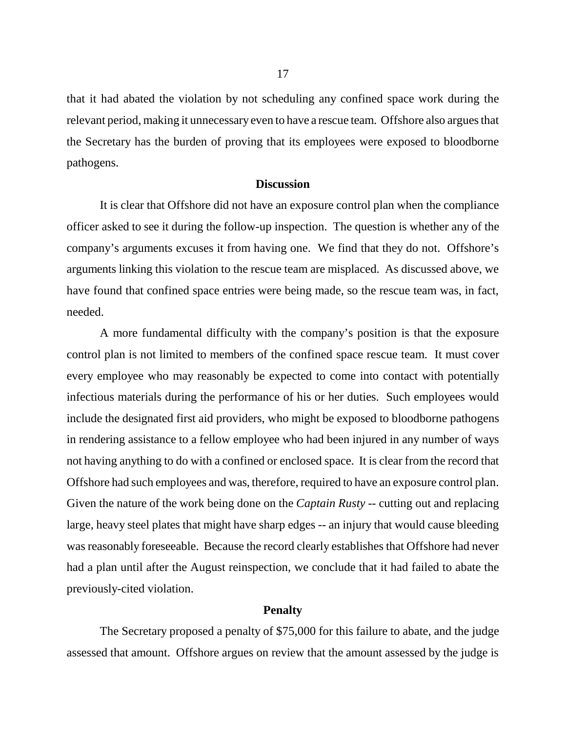that it had abated the violation by not scheduling any confined space work during the relevant period, making it unnecessary even to have a rescue team. Offshore also argues that the Secretary has the burden of proving that its employees were exposed to bloodborne pathogens.

**Discussion**

It is clear that Offshore did not have an exposure control plan when the compliance officer asked to see it during the follow-up inspection. The question is whether any of the company's arguments excuses it from having one. We find that they do not. Offshore's arguments linking this violation to the rescue team are misplaced. As discussed above, we have found that confined space entries were being made, so the rescue team was, in fact, needed.

A more fundamental difficulty with the company's position is that the exposure control plan is not limited to members of the confined space rescue team. It must cover every employee who may reasonably be expected to come into contact with potentially infectious materials during the performance of his or her duties. Such employees would include the designated first aid providers, who might be exposed to bloodborne pathogens in rendering assistance to a fellow employee who had been injured in any number of ways not having anything to do with a confined or enclosed space. It is clear from the record that Offshore had such employees and was, therefore, required to have an exposure control plan. Given the nature of the work being done on the *Captain Rusty* -- cutting out and replacing large, heavy steel plates that might have sharp edges -- an injury that would cause bleeding was reasonably foreseeable. Because the record clearly establishes that Offshore had never had a plan until after the August reinspection, we conclude that it had failed to abate the previously-cited violation.

**Penalty**

The Secretary proposed a penalty of $75,000 for this failure to abate, and the judge assessed that amount. Offshore argues on review that the amount assessed by the judge is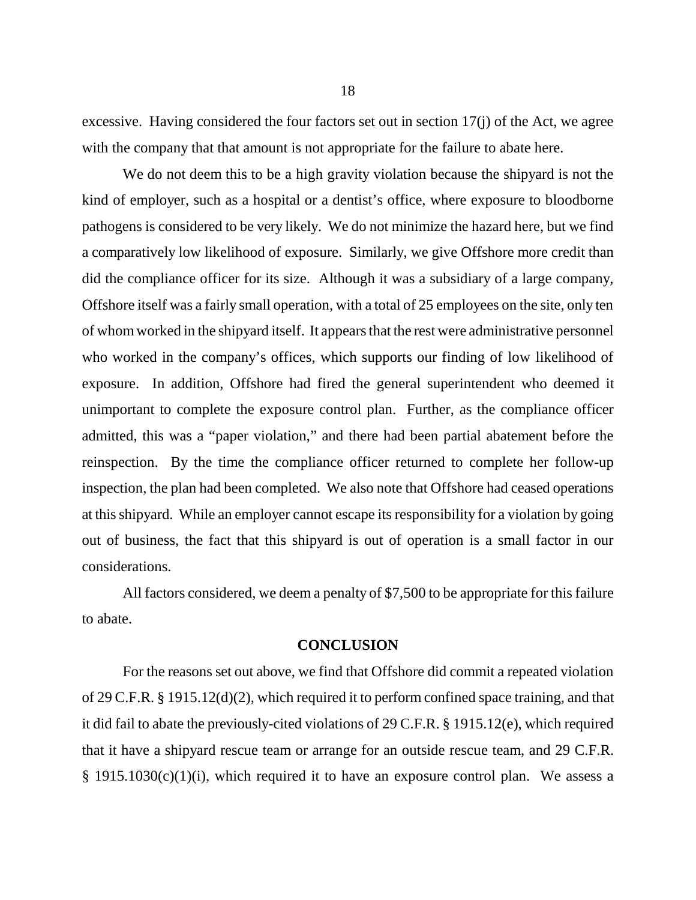excessive. Having considered the four factors set out in section 17(j) of the Act, we agree with the company that that amount is not appropriate for the failure to abate here.

We do not deem this to be a high gravity violation because the shipyard is not the kind of employer, such as a hospital or a dentist's office, where exposure to bloodborne pathogens is considered to be very likely. We do not minimize the hazard here, but we find a comparatively low likelihood of exposure. Similarly, we give Offshore more credit than did the compliance officer for its size. Although it was a subsidiary of a large company, Offshore itself was a fairly small operation, with a total of 25 employees on the site, only ten of whom worked in the shipyard itself. It appears that the rest were administrative personnel who worked in the company's offices, which supports our finding of low likelihood of exposure. In addition, Offshore had fired the general superintendent who deemed it unimportant to complete the exposure control plan. Further, as the compliance officer admitted, this was a "paper violation," and there had been partial abatement before the reinspection. By the time the compliance officer returned to complete her follow-up inspection, the plan had been completed. We also note that Offshore had ceased operations at this shipyard. While an employer cannot escape its responsibility for a violation by going out of business, the fact that this shipyard is out of operation is a small factor in our considerations.

All factors considered, we deem a penalty of $7,500 to be appropriate for this failure to abate.

## CONCLUSION

For the reasons set out above, we find that Offshore did commit a repeated violation of 29 C.F.R. § 1915.12(d)(2), which required it to perform confined space training, and that it did fail to abate the previously-cited violations of 29 C.F.R. § 1915.12(e), which required that it have a shipyard rescue team or arrange for an outside rescue team, and 29 C.F.R. § 1915.1030(c)(1)(i), which required it to have an exposure control plan. We assess a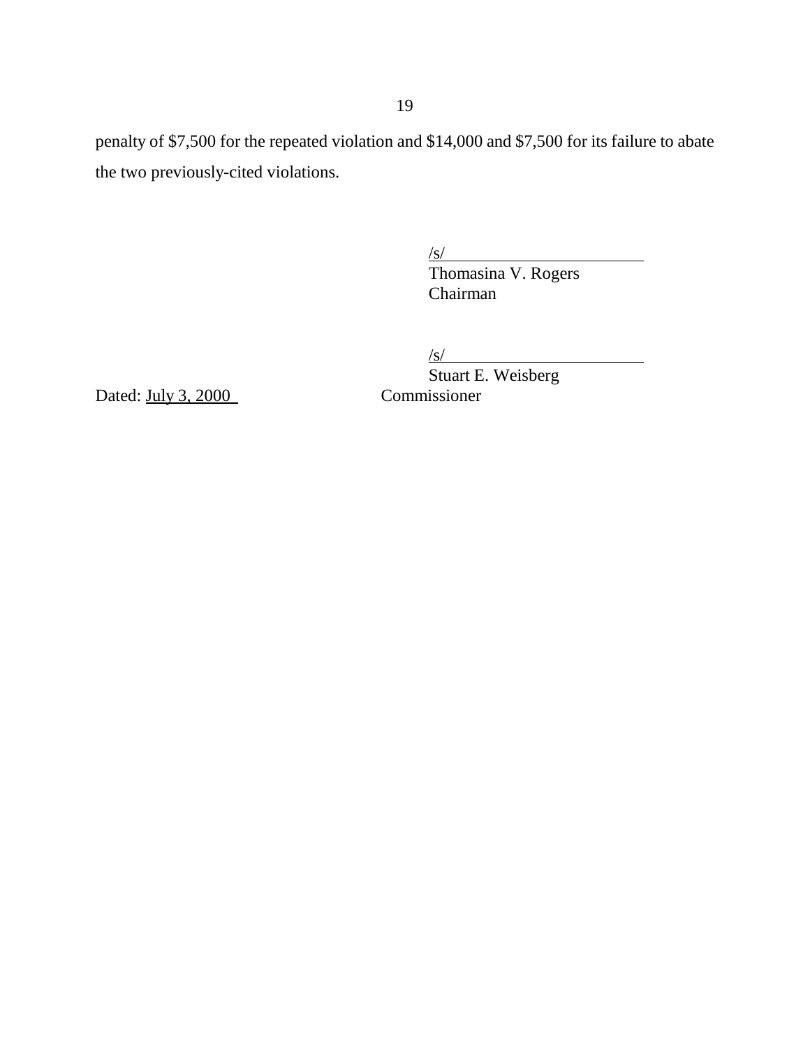penalty of $7,500 for the repeated violation and $14,000 and $7,500 for its failure to abate the two previously-cited violations.

/s/
Thomasina V. Rogers
Chairman

/s/
Stuart E. Weisberg
Commissioner

Dated: July 3, 2000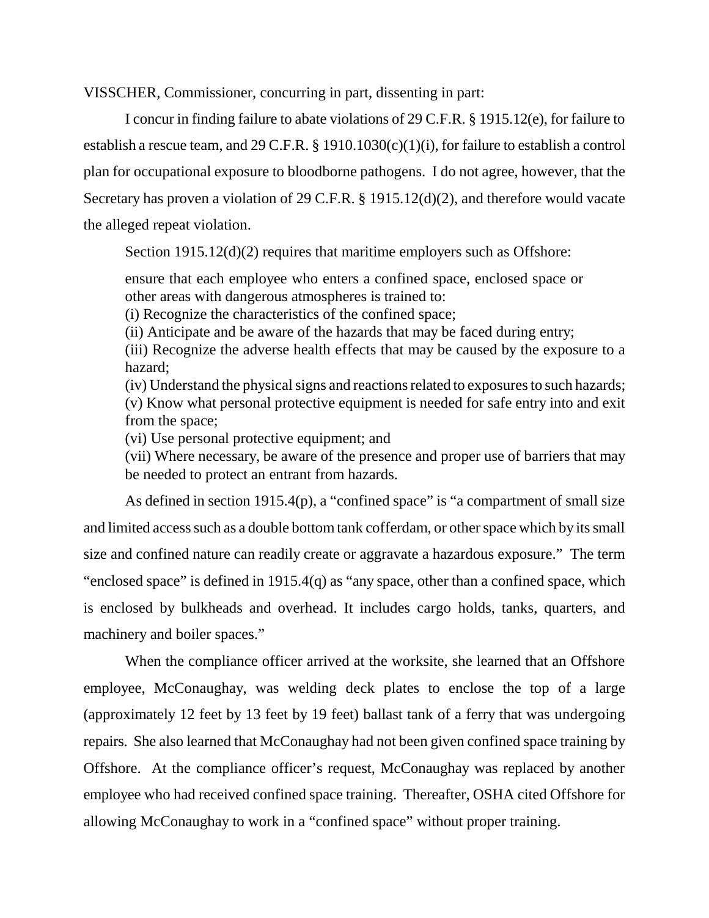VISSCHER, Commissioner, concurring in part, dissenting in part:

I concur in finding failure to abate violations of 29 C.F.R. § 1915.12(e), for failure to establish a rescue team, and 29 C.F.R. § 1910.1030(c)(1)(i), for failure to establish a control plan for occupational exposure to bloodborne pathogens. I do not agree, however, that the Secretary has proven a violation of 29 C.F.R. § 1915.12(d)(2), and therefore would vacate the alleged repeat violation.

Section 1915.12(d)(2) requires that maritime employers such as Offshore:

> ensure that each employee who enters a confined space, enclosed space or other areas with dangerous atmospheres is trained to:
> (i) Recognize the characteristics of the confined space;
> (ii) Anticipate and be aware of the hazards that may be faced during entry;
> (iii) Recognize the adverse health effects that may be caused by the exposure to a hazard;
> (iv) Understand the physical signs and reactions related to exposures to such hazards;
> (v) Know what personal protective equipment is needed for safe entry into and exit from the space;
> (vi) Use personal protective equipment; and
> (vii) Where necessary, be aware of the presence and proper use of barriers that may be needed to protect an entrant from hazards.

As defined in section 1915.4(p), a "confined space" is "a compartment of small size and limited access such as a double bottom tank cofferdam, or other space which by its small size and confined nature can readily create or aggravate a hazardous exposure." The term "enclosed space" is defined in 1915.4(q) as "any space, other than a confined space, which is enclosed by bulkheads and overhead. It includes cargo holds, tanks, quarters, and machinery and boiler spaces."

When the compliance officer arrived at the worksite, she learned that an Offshore employee, McConaughay, was welding deck plates to enclose the top of a large (approximately 12 feet by 13 feet by 19 feet) ballast tank of a ferry that was undergoing repairs. She also learned that McConaughay had not been given confined space training by Offshore. At the compliance officer's request, McConaughay was replaced by another employee who had received confined space training. Thereafter, OSHA cited Offshore for allowing McConaughay to work in a "confined space" without proper training.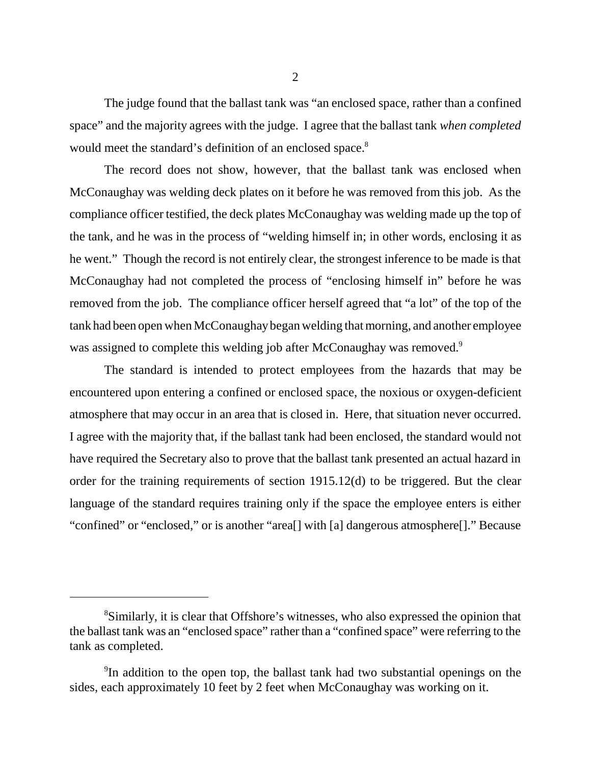The judge found that the ballast tank was "an enclosed space, rather than a confined space" and the majority agrees with the judge. I agree that the ballast tank *when completed* would meet the standard's definition of an enclosed space.[8]

The record does not show, however, that the ballast tank was enclosed when McConaughay was welding deck plates on it before he was removed from this job. As the compliance officer testified, the deck plates McConaughay was welding made up the top of the tank, and he was in the process of "welding himself in; in other words, enclosing it as he went." Though the record is not entirely clear, the strongest inference to be made is that McConaughay had not completed the process of "enclosing himself in" before he was removed from the job. The compliance officer herself agreed that "a lot" of the top of the tank had been open when McConaughay began welding that morning, and another employee was assigned to complete this welding job after McConaughay was removed.[9]

The standard is intended to protect employees from the hazards that may be encountered upon entering a confined or enclosed space, the noxious or oxygen-deficient atmosphere that may occur in an area that is closed in. Here, that situation never occurred. I agree with the majority that, if the ballast tank had been enclosed, the standard would not have required the Secretary also to prove that the ballast tank presented an actual hazard in order for the training requirements of section 1915.12(d) to be triggered. But the clear language of the standard requires training only if the space the employee enters is either "confined" or "enclosed," or is another "area[] with [a] dangerous atmosphere[]." Because

---

[8] Similarly, it is clear that Offshore's witnesses, who also expressed the opinion that the ballast tank was an "enclosed space" rather than a "confined space" were referring to the tank as completed.

[9] In addition to the open top, the ballast tank had two substantial openings on the sides, each approximately 10 feet by 2 feet when McConaughay was working on it.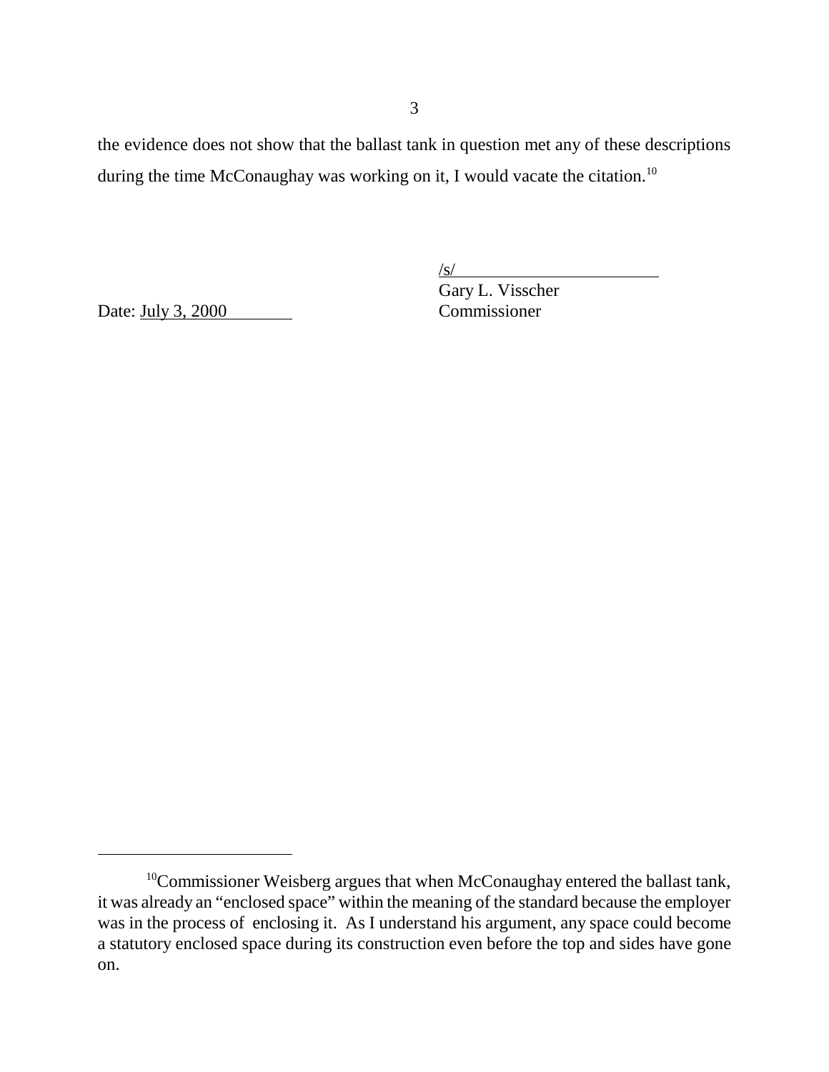the evidence does not show that the ballast tank in question met any of these descriptions during the time McConaughay was working on it, I would vacate the citation.[10]

/s/
Gary L. Visscher
Commissioner

Date: July 3, 2000

---

[10]Commissioner Weisberg argues that when McConaughay entered the ballast tank, it was already an "enclosed space" within the meaning of the standard because the employer was in the process of enclosing it. As I understand his argument, any space could become a statutory enclosed space during its construction even before the top and sides have gone on.